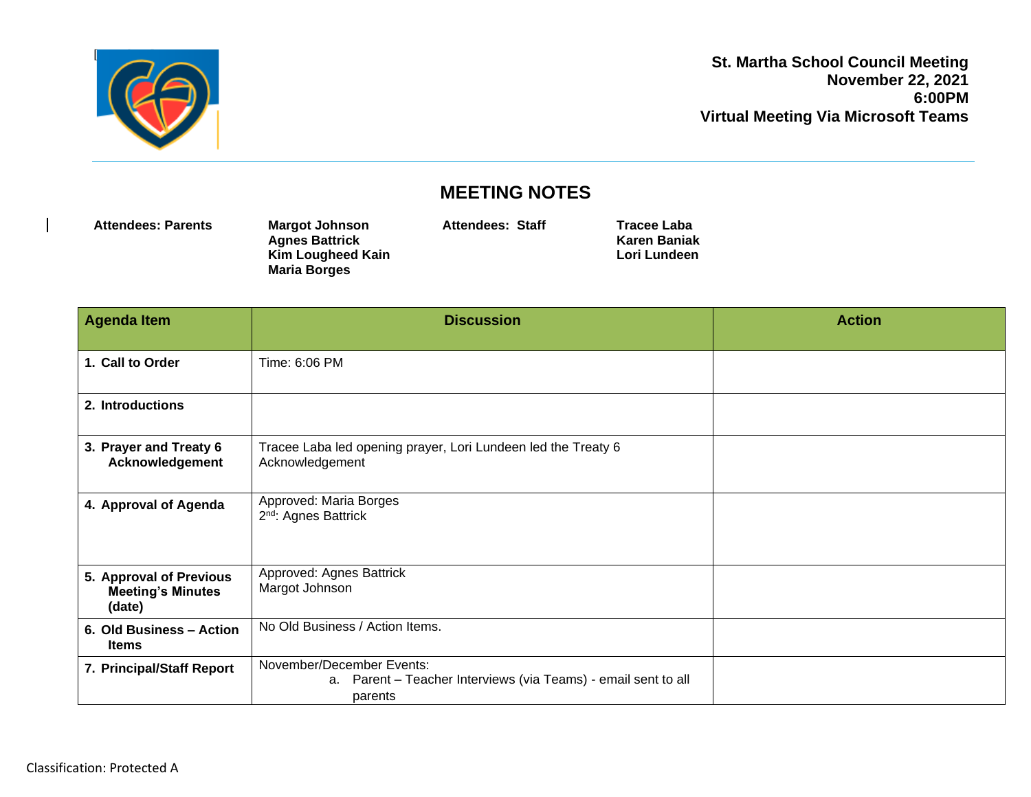**St. Martha School Council Meeting**
**November 22, 2021**
**6:00PM**
**Virtual Meeting Via Microsoft Teams**

# MEETING NOTES

| | | | |
|---|---|---|---|
| **Attendees: Parents** | **Margot Johnson**<br>**Agnes Battrick**<br>**Kim Lougheed Kain**<br>**Maria Borges** | **Attendees: Staff** | **Tracee Laba**<br>**Karen Baniak**<br>**Lori Lundeen** |

| Agenda Item | Discussion | Action |
|---|---|---|
| **1. Call to Order** | Time: 6:06 PM | |
| **2. Introductions** | | |
| **3. Prayer and Treaty 6 Acknowledgement** | Tracee Laba led opening prayer, Lori Lundeen led the Treaty 6 Acknowledgement | |
| **4. Approval of Agenda** | Approved: Maria Borges<br>2nd: Agnes Battrick | |
| **5. Approval of Previous Meeting's Minutes (date)** | Approved: Agnes Battrick<br>Margot Johnson | |
| **6. Old Business – Action Items** | No Old Business / Action Items. | |
| **7. Principal/Staff Report** | November/December Events:<br>a. Parent – Teacher Interviews (via Teams) - email sent to all parents | |

Classification: Protected A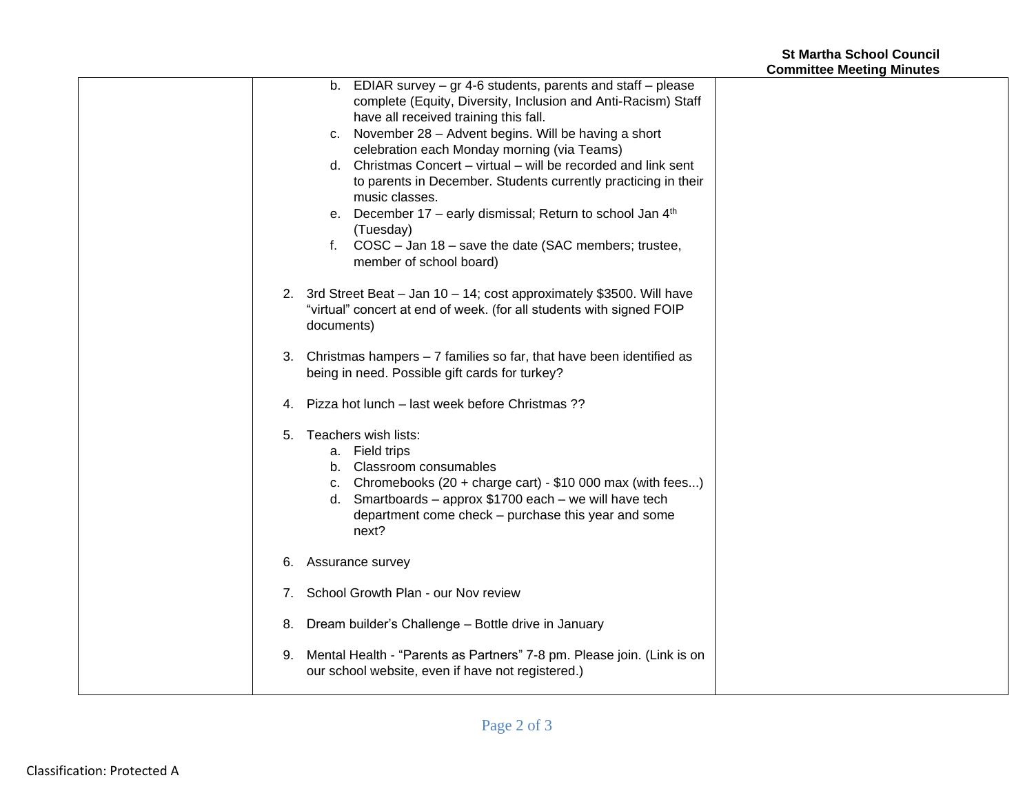| | | |
|---|---|---|
| | b. EDIAR survey – gr 4-6 students, parents and staff – please complete (Equity, Diversity, Inclusion and Anti-Racism) Staff have all received training this fall.<br>c. November 28 – Advent begins. Will be having a short celebration each Monday morning (via Teams)<br>d. Christmas Concert – virtual – will be recorded and link sent to parents in December. Students currently practicing in their music classes.<br>e. December 17 – early dismissal; Return to school Jan 4th (Tuesday)<br>f. COSC – Jan 18 – save the date (SAC members; trustee, member of school board)<br><br>2. 3rd Street Beat – Jan 10 – 14; cost approximately $3500. Will have "virtual" concert at end of week. (for all students with signed FOIP documents)<br><br>3. Christmas hampers – 7 families so far, that have been identified as being in need. Possible gift cards for turkey?<br><br>4. Pizza hot lunch – last week before Christmas ??<br><br>5. Teachers wish lists:<br>a. Field trips<br>b. Classroom consumables<br>c. Chromebooks (20 + charge cart) - $10 000 max (with fees...)<br>d. Smartboards – approx $1700 each – we will have tech department come check – purchase this year and some next?<br><br>6. Assurance survey<br><br>7. School Growth Plan - our Nov review<br><br>8. Dream builder's Challenge – Bottle drive in January<br><br>9. Mental Health - "Parents as Partners" 7-8 pm. Please join. (Link is on our school website, even if have not registered.) | |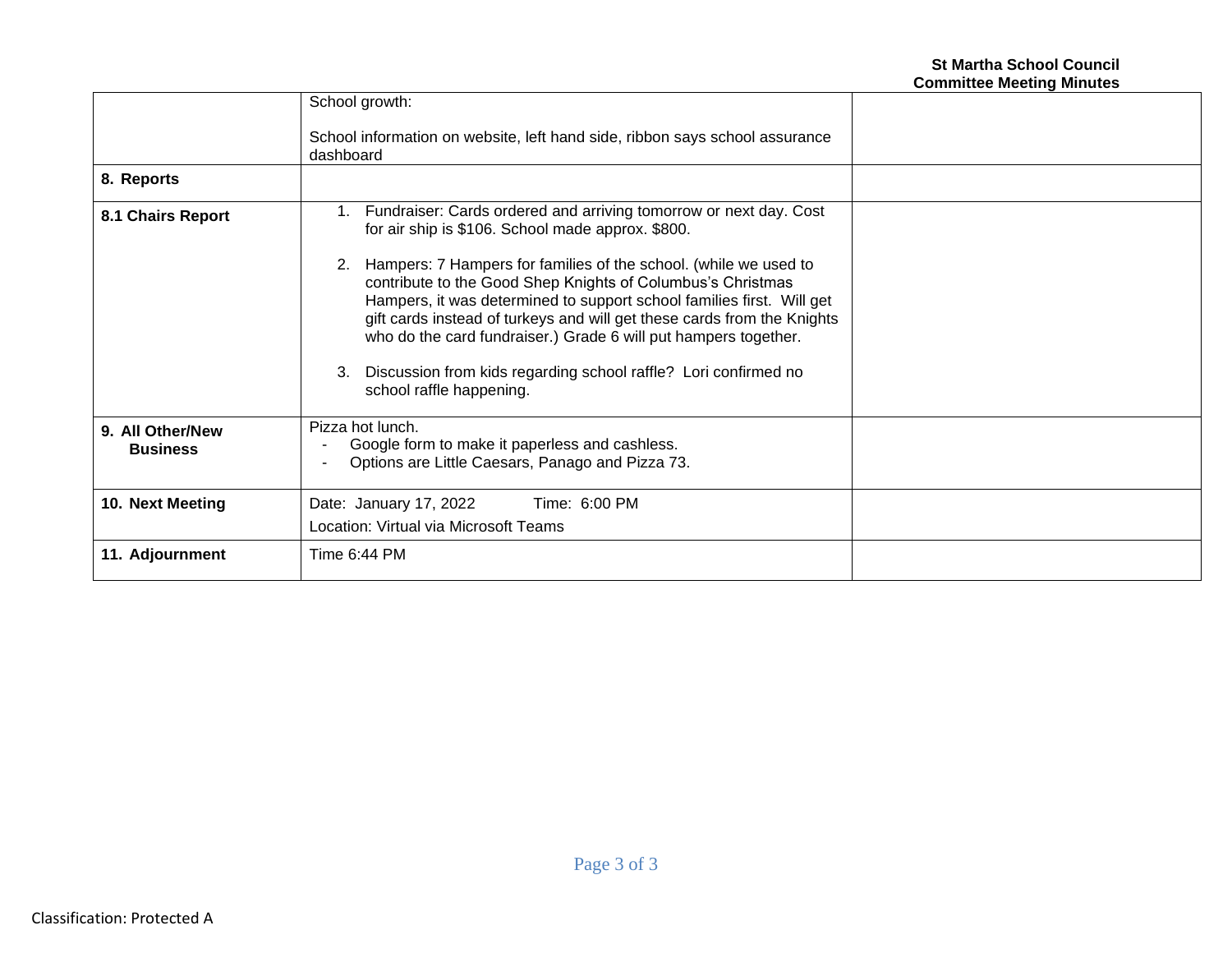| | | |
|---|---|---|
| | School growth:<br><br>School information on website, left hand side, ribbon says school assurance dashboard | |
| **8. Reports** | | |
| **8.1 Chairs Report** | 1. Fundraiser: Cards ordered and arriving tomorrow or next day. Cost for air ship is $106. School made approx. $800.<br><br>2. Hampers: 7 Hampers for families of the school. (while we used to contribute to the Good Shep Knights of Columbus's Christmas Hampers, it was determined to support school families first. Will get gift cards instead of turkeys and will get these cards from the Knights who do the card fundraiser.) Grade 6 will put hampers together.<br><br>3. Discussion from kids regarding school raffle? Lori confirmed no school raffle happening. | |
| **9. All Other/New Business** | Pizza hot lunch.<br>- Google form to make it paperless and cashless.<br>- Options are Little Caesars, Panago and Pizza 73. | |
| **10. Next Meeting** | Date: January 17, 2022 Time: 6:00 PM<br>Location: Virtual via Microsoft Teams | |
| **11. Adjournment** | Time 6:44 PM | |

Classification: Protected A